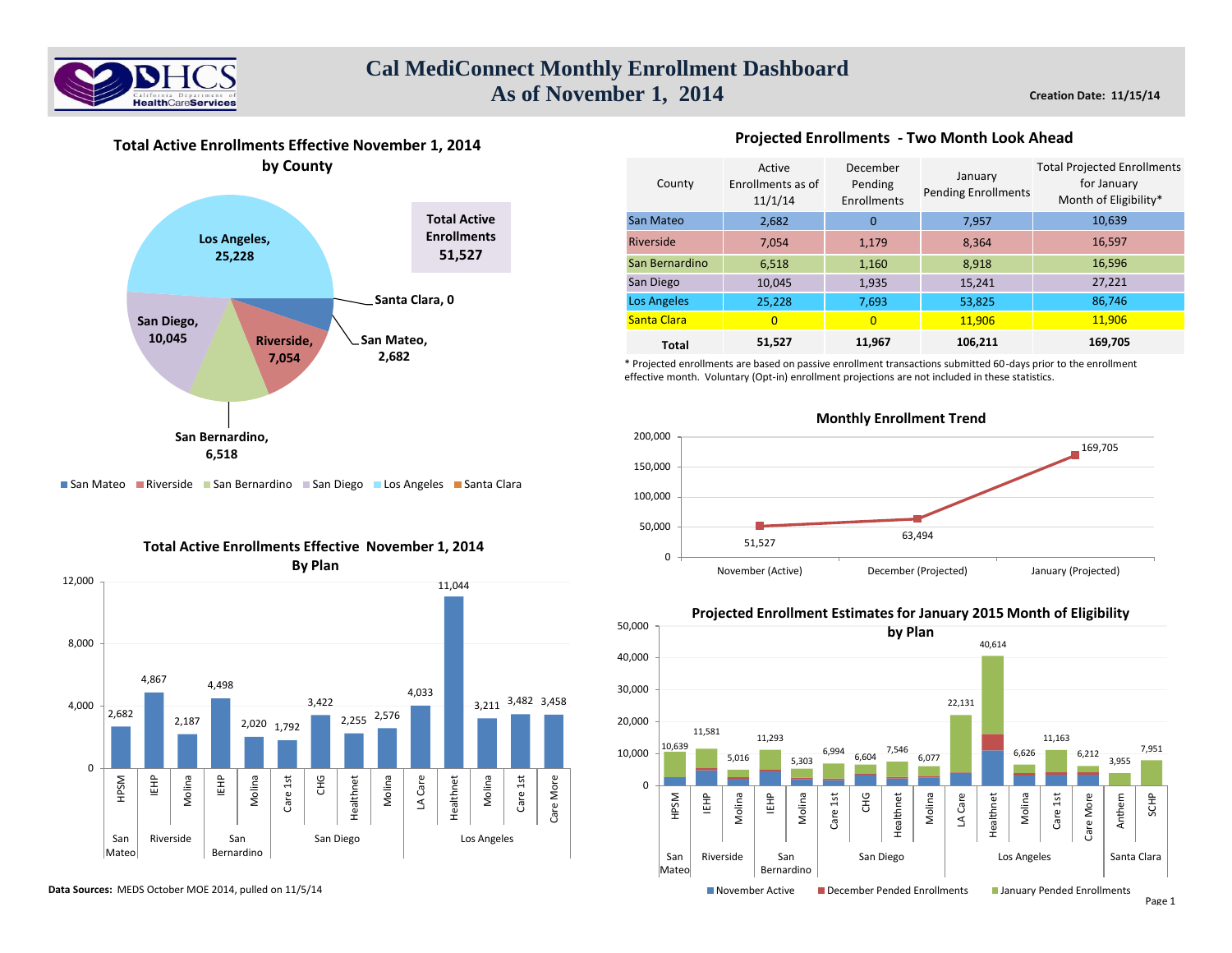# Cal MediConnect Monthly Enrollment Dashboard
## As of November 1, 2014

**Creation Date: 11/15/14**

### Total Active Enrollments Effective November 1, 2014 by County

Los Angeles, 25,228
San Diego, 10,045
Riverside, 7,054
San Bernardino, 6,518
San Mateo, 2,682
Santa Clara, 0

**Total Active Enrollments 51,527**

San Mateo | Riverside | San Bernardino | San Diego | Los Angeles | Santa Clara

### Projected Enrollments - Two Month Look Ahead

| County | Active Enrollments as of 11/1/14 | December Pending Enrollments | January Pending Enrollments | Total Projected Enrollments for January Month of Eligibility* |
|---|---|---|---|---|
| San Mateo | 2,682 | 0 | 7,957 | 10,639 |
| Riverside | 7,054 | 1,179 | 8,364 | 16,597 |
| San Bernardino | 6,518 | 1,160 | 8,918 | 16,596 |
| San Diego | 10,045 | 1,935 | 15,241 | 27,221 |
| Los Angeles | 25,228 | 7,693 | 53,825 | 86,746 |
| Santa Clara | 0 | 0 | 11,906 | 11,906 |
| **Total** | **51,527** | **11,967** | **106,211** | **169,705** |

\* Projected enrollments are based on passive enrollment transactions submitted 60-days prior to the enrollment effective month. Voluntary (Opt-in) enrollment projections are not included in these statistics.

### Monthly Enrollment Trend

| | November (Active) | December (Projected) | January (Projected) |
|---|---|---|---|
| Enrollment | 51,527 | 63,494 | 169,705 |

### Total Active Enrollments Effective November 1, 2014 By Plan

| County | Plan | Enrollments |
|---|---|---|
| San Mateo | HPSM | 2,682 |
| Riverside | IEHP | 4,867 |
| Riverside | Molina | 2,187 |
| San Bernardino | IEHP | 4,498 |
| San Bernardino | Molina | 2,020 |
| San Diego | Care 1st | 1,792 |
| San Diego | CHG | 3,422 |
| San Diego | Healthnet | 2,255 |
| San Diego | Molina | 2,576 |
| Los Angeles | LA Care | 4,033 |
| Los Angeles | Healthnet | 11,044 |
| Los Angeles | Molina | 3,211 |
| Los Angeles | Care 1st | 3,482 |
| Los Angeles | Care More | 3,458 |

### Projected Enrollment Estimates for January 2015 Month of Eligibility by Plan

| County | Plan | Total Projected |
|---|---|---|
| San Mateo | HPSM | 10,639 |
| Riverside | IEHP | 11,581 |
| Riverside | Molina | 5,016 |
| San Bernardino | IEHP | 11,293 |
| San Bernardino | Molina | 5,303 |
| San Diego | Care 1st | 6,994 |
| San Diego | CHG | 6,604 |
| San Diego | Healthnet | 7,546 |
| San Diego | Molina | 6,077 |
| Los Angeles | LA Care | 22,131 |
| Los Angeles | Healthnet | 40,614 |
| Los Angeles | Molina | 6,626 |
| Los Angeles | Care 1st | 11,163 |
| Los Angeles | Care More | 6,212 |
| Santa Clara | Anthem | 3,955 |
| Santa Clara | SCHP | 7,951 |

November Active | December Pended Enrollments | January Pended Enrollments

**Data Sources:** MEDS October MOE 2014, pulled on 11/5/14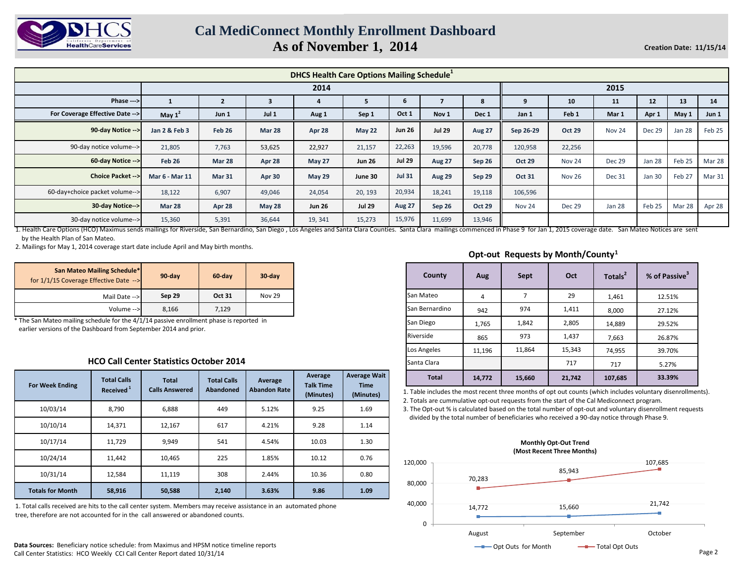# Cal MediConnect Monthly Enrollment Dashboard
## As of November 1, 2014

**Creation Date: 11/15/14**

### DHCS Health Care Options Mailing Schedule[1]

| | 2014 | | | | | | | | 2015 | | | | | |
|---|---|---|---|---|---|---|---|---|---|---|---|---|---|---|
| **Phase --->** | **1** | **2** | **3** | **4** | **5** | **6** | **7** | **8** | **9** | **10** | **11** | **12** | **13** | **14** |
| **For Coverage Effective Date -->** | **May 1[2]** | **Jun 1** | **Jul 1** | **Aug 1** | **Sep 1** | **Oct 1** | **Nov 1** | **Dec 1** | **Jan 1** | **Feb 1** | **Mar 1** | **Apr 1** | **May 1** | **Jun 1** |
| **90-day Notice -->** | **Jan 2 & Feb 3** | **Feb 26** | **Mar 28** | **Apr 28** | **May 22** | **Jun 26** | **Jul 29** | **Aug 27** | **Sep 26-29** | **Oct 29** | Nov 24 | Dec 29 | Jan 28 | Feb 25 |
| 90-day notice volume--> | 21,805 | 7,763 | 53,625 | 22,927 | 21,157 | 22,263 | 19,596 | 20,778 | 120,958 | 22,256 | | | | |
| **60-day Notice -->** | **Feb 26** | **Mar 28** | **Apr 28** | **May 27** | **Jun 26** | **Jul 29** | **Aug 27** | **Sep 26** | **Oct 29** | Nov 24 | Dec 29 | Jan 28 | Feb 25 | Mar 28 |
| **Choice Packet -->** | **Mar 6 - Mar 11** | **Mar 31** | **Apr 30** | **May 29** | **June 30** | **Jul 31** | **Aug 29** | **Sep 29** | **Oct 31** | Nov 26 | Dec 31 | Jan 30 | Feb 27 | Mar 31 |
| 60-day+choice packet volume--> | 18,122 | 6,907 | 49,046 | 24,054 | 20, 193 | 20,934 | 18,241 | 19,118 | 106,596 | | | | | |
| **30-day Notice-->** | **Mar 28** | **Apr 28** | **May 28** | **Jun 26** | **Jul 29** | **Aug 27** | **Sep 26** | **Oct 29** | Nov 24 | Dec 29 | Jan 28 | Feb 25 | Mar 28 | Apr 28 |
| 30-day notice volume--> | 15,360 | 5,391 | 36,644 | 19, 341 | 15,273 | 15,976 | 11,699 | 13,946 | | | | | | |

1. Health Care Options (HCO) Maximus sends mailings for Riverside, San Bernardino, San Diego , Los Angeles and Santa Clara Counties. Santa Clara mailings commenced in Phase 9 for Jan 1, 2015 coverage date. San Mateo Notices are sent by the Health Plan of San Mateo.

2. Mailings for May 1, 2014 coverage start date include April and May birth months.

| **San Mateo Mailing Schedule*** for 1/1/15 Coverage Effective Date --> | **90-day** | **60-day** | **30-day** |
|---|---|---|---|
| Mail Date --> | **Sep 29** | **Oct 31** | Nov 29 |
| Volume --> | 8,166 | 7,129 | |

* The San Mateo mailing schedule for the 4/1/14 passive enrollment phase is reported in earlier versions of the Dashboard from September 2014 and prior.

### HCO Call Center Statistics October 2014

| For Week Ending | Total Calls Received[1] | Total Calls Answered | Total Calls Abandoned | Average Abandon Rate | Average Talk Time (Minutes) | Average Wait Time (Minutes) |
|---|---|---|---|---|---|---|
| 10/03/14 | 8,790 | 6,888 | 449 | 5.12% | 9.25 | 1.69 |
| 10/10/14 | 14,371 | 12,167 | 617 | 4.21% | 9.28 | 1.14 |
| 10/17/14 | 11,729 | 9,949 | 541 | 4.54% | 10.03 | 1.30 |
| 10/24/14 | 11,442 | 10,465 | 225 | 1.85% | 10.12 | 0.76 |
| 10/31/14 | 12,584 | 11,119 | 308 | 2.44% | 10.36 | 0.80 |
| **Totals for Month** | **58,916** | **50,588** | **2,140** | **3.63%** | **9.86** | **1.09** |

1. Total calls received are hits to the call center system. Members may receive assistance in an automated phone tree, therefore are not accounted for in the call answered or abandoned counts.

### Opt-out Requests by Month/County[1]

| County | Aug | Sept | Oct | Totals[2] | % of Passive[3] |
|---|---|---|---|---|---|
| San Mateo | 4 | 7 | 29 | 1,461 | 12.51% |
| San Bernardino | 942 | 974 | 1,411 | 8,000 | 27.12% |
| San Diego | 1,765 | 1,842 | 2,805 | 14,889 | 29.52% |
| Riverside | 865 | 973 | 1,437 | 7,663 | 26.87% |
| Los Angeles | 11,196 | 11,864 | 15,343 | 74,955 | 39.70% |
| Santa Clara | | | 717 | 717 | 5.27% |
| **Total** | **14,772** | **15,660** | **21,742** | **107,685** | **33.39%** |

1. Table includes the most recent three months of opt out counts (which includes voluntary disenrollments).
2. Totals are cummulative opt-out requests from the start of the Cal Mediconnect program.
3. The Opt-out % is calculated based on the total number of opt-out and voluntary disenrollment requests divided by the total number of beneficiaries who received a 90-day notice through Phase 9.

**Monthly Opt-Out Trend (Most Recent Three Months)**

120,000
80,000
40,000
0

70,283
85,943
107,685
14,772
15,660
21,742

August
September
October

Opt Outs for Month
Total Opt Outs

**Data Sources:** Beneficiary notice schedule: from Maximus and HPSM notice timeline reports
Call Center Statistics: HCO Weekly CCI Call Center Report dated 10/31/14